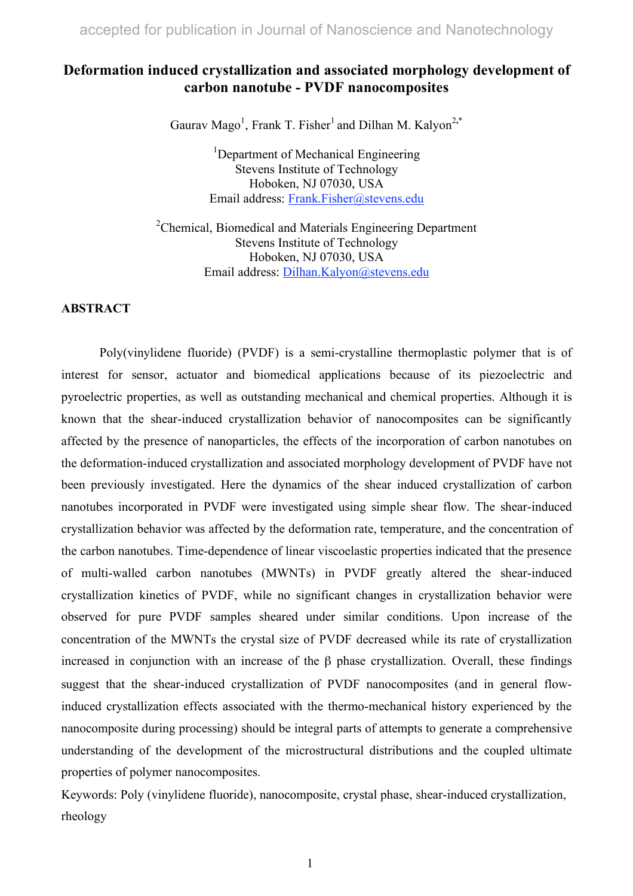accepted for publication in Journal of Nanoscience and Nanotechnology

# Deformation induced crystallization and associated morphology development of carbon nanotube - PVDF nanocomposites

Gaurav Mago[1], Frank T. Fisher[1] and Dilhan M. Kalyon[2,*]

[1]Department of Mechanical Engineering
Stevens Institute of Technology
Hoboken, NJ 07030, USA
Email address: Frank.Fisher@stevens.edu

[2]Chemical, Biomedical and Materials Engineering Department
Stevens Institute of Technology
Hoboken, NJ 07030, USA
Email address: Dilhan.Kalyon@stevens.edu

## ABSTRACT

Poly(vinylidene fluoride) (PVDF) is a semi-crystalline thermoplastic polymer that is of interest for sensor, actuator and biomedical applications because of its piezoelectric and pyroelectric properties, as well as outstanding mechanical and chemical properties. Although it is known that the shear-induced crystallization behavior of nanocomposites can be significantly affected by the presence of nanoparticles, the effects of the incorporation of carbon nanotubes on the deformation-induced crystallization and associated morphology development of PVDF have not been previously investigated. Here the dynamics of the shear induced crystallization of carbon nanotubes incorporated in PVDF were investigated using simple shear flow. The shear-induced crystallization behavior was affected by the deformation rate, temperature, and the concentration of the carbon nanotubes. Time-dependence of linear viscoelastic properties indicated that the presence of multi-walled carbon nanotubes (MWNTs) in PVDF greatly altered the shear-induced crystallization kinetics of PVDF, while no significant changes in crystallization behavior were observed for pure PVDF samples sheared under similar conditions. Upon increase of the concentration of the MWNTs the crystal size of PVDF decreased while its rate of crystallization increased in conjunction with an increase of the β phase crystallization. Overall, these findings suggest that the shear-induced crystallization of PVDF nanocomposites (and in general flow-induced crystallization effects associated with the thermo-mechanical history experienced by the nanocomposite during processing) should be integral parts of attempts to generate a comprehensive understanding of the development of the microstructural distributions and the coupled ultimate properties of polymer nanocomposites.

Keywords: Poly (vinylidene fluoride), nanocomposite, crystal phase, shear-induced crystallization, rheology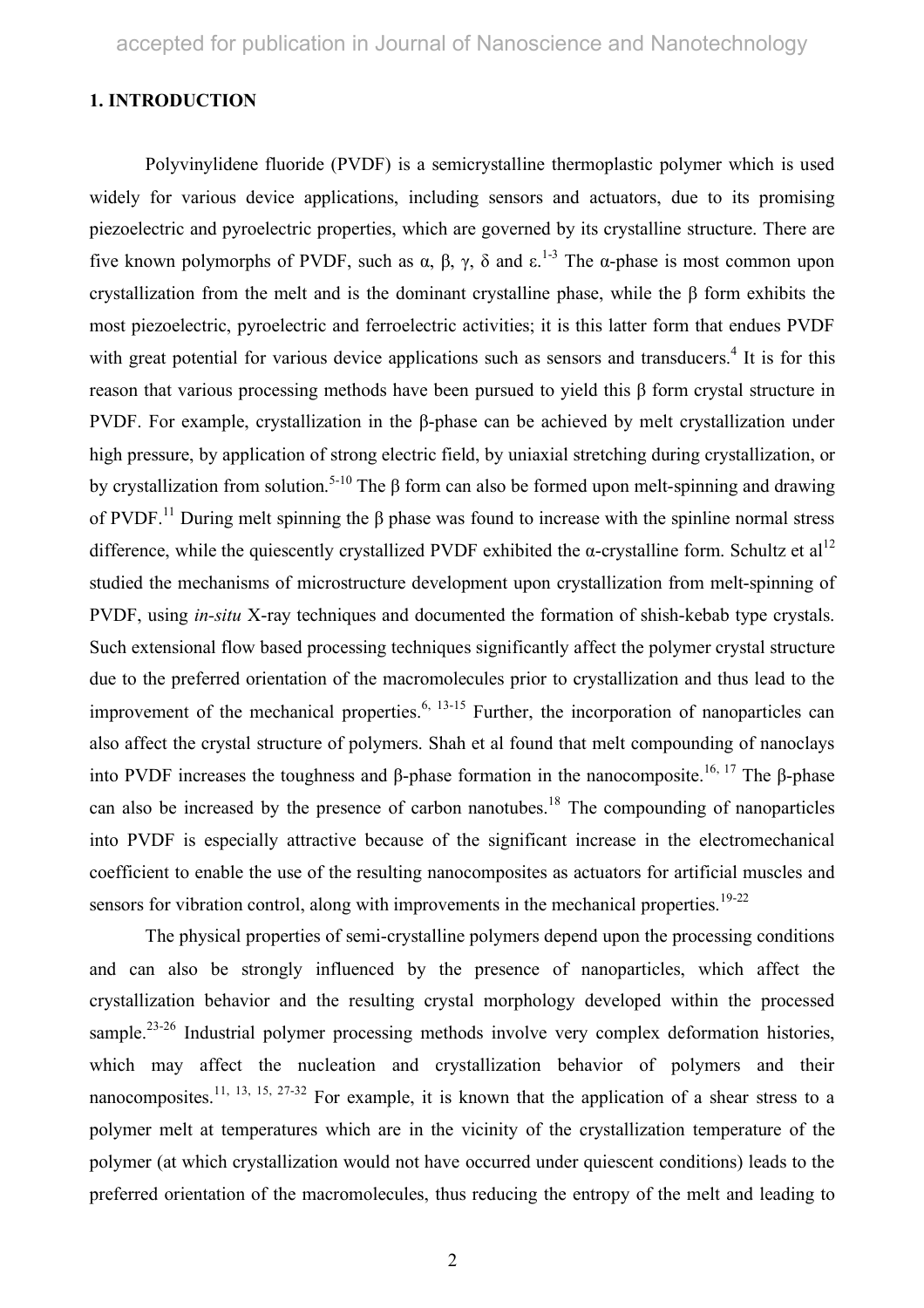## 1. INTRODUCTION

Polyvinylidene fluoride (PVDF) is a semicrystalline thermoplastic polymer which is used widely for various device applications, including sensors and actuators, due to its promising piezoelectric and pyroelectric properties, which are governed by its crystalline structure. There are five known polymorphs of PVDF, such as α, β, γ, δ and ε.[1-3] The α-phase is most common upon crystallization from the melt and is the dominant crystalline phase, while the β form exhibits the most piezoelectric, pyroelectric and ferroelectric activities; it is this latter form that endues PVDF with great potential for various device applications such as sensors and transducers.[4] It is for this reason that various processing methods have been pursued to yield this β form crystal structure in PVDF. For example, crystallization in the β-phase can be achieved by melt crystallization under high pressure, by application of strong electric field, by uniaxial stretching during crystallization, or by crystallization from solution.[5-10] The β form can also be formed upon melt-spinning and drawing of PVDF.[11] During melt spinning the β phase was found to increase with the spinline normal stress difference, while the quiescently crystallized PVDF exhibited the α-crystalline form. Schultz et al[12] studied the mechanisms of microstructure development upon crystallization from melt-spinning of PVDF, using *in-situ* X-ray techniques and documented the formation of shish-kebab type crystals. Such extensional flow based processing techniques significantly affect the polymer crystal structure due to the preferred orientation of the macromolecules prior to crystallization and thus lead to the improvement of the mechanical properties.[6, 13-15] Further, the incorporation of nanoparticles can also affect the crystal structure of polymers. Shah et al found that melt compounding of nanoclays into PVDF increases the toughness and β-phase formation in the nanocomposite.[16, 17] The β-phase can also be increased by the presence of carbon nanotubes.[18] The compounding of nanoparticles into PVDF is especially attractive because of the significant increase in the electromechanical coefficient to enable the use of the resulting nanocomposites as actuators for artificial muscles and sensors for vibration control, along with improvements in the mechanical properties.[19-22]

The physical properties of semi-crystalline polymers depend upon the processing conditions and can also be strongly influenced by the presence of nanoparticles, which affect the crystallization behavior and the resulting crystal morphology developed within the processed sample.[23-26] Industrial polymer processing methods involve very complex deformation histories, which may affect the nucleation and crystallization behavior of polymers and their nanocomposites.[11, 13, 15, 27-32] For example, it is known that the application of a shear stress to a polymer melt at temperatures which are in the vicinity of the crystallization temperature of the polymer (at which crystallization would not have occurred under quiescent conditions) leads to the preferred orientation of the macromolecules, thus reducing the entropy of the melt and leading to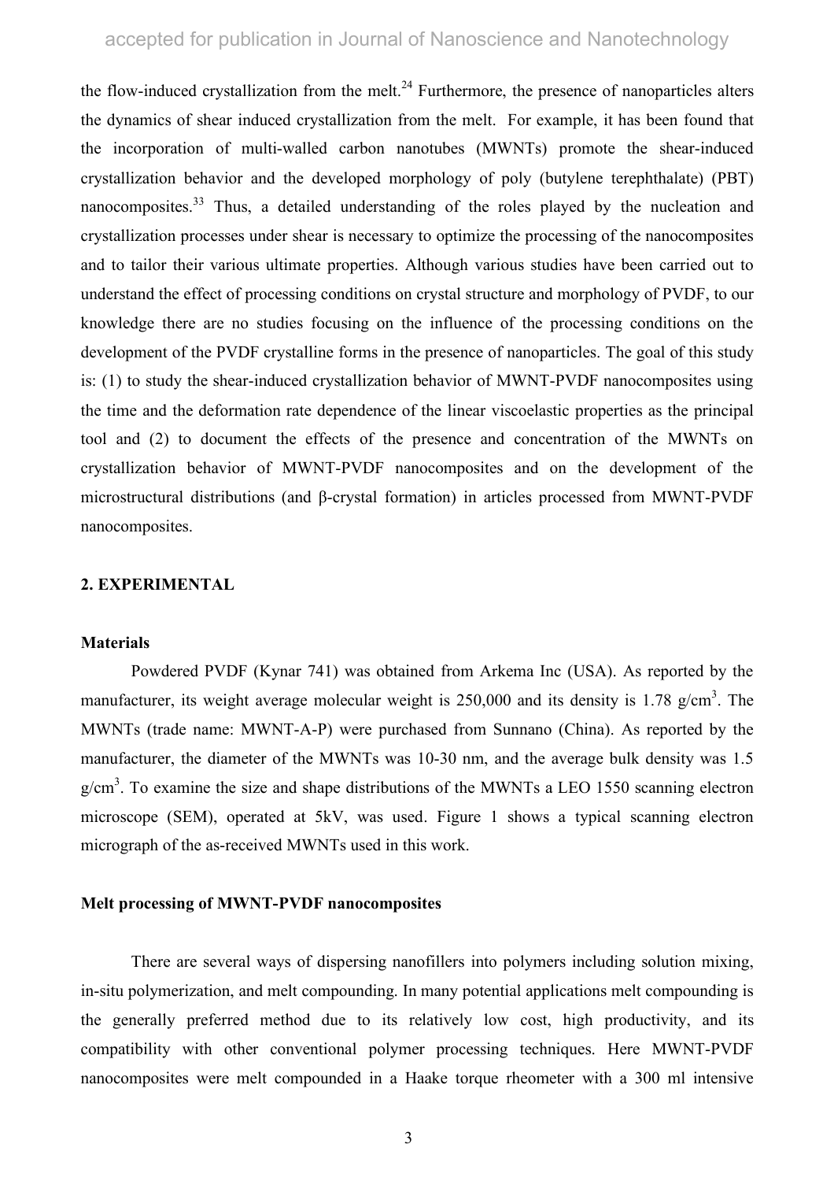the flow-induced crystallization from the melt.[24] Furthermore, the presence of nanoparticles alters the dynamics of shear induced crystallization from the melt. For example, it has been found that the incorporation of multi-walled carbon nanotubes (MWNTs) promote the shear-induced crystallization behavior and the developed morphology of poly (butylene terephthalate) (PBT) nanocomposites.[33] Thus, a detailed understanding of the roles played by the nucleation and crystallization processes under shear is necessary to optimize the processing of the nanocomposites and to tailor their various ultimate properties. Although various studies have been carried out to understand the effect of processing conditions on crystal structure and morphology of PVDF, to our knowledge there are no studies focusing on the influence of the processing conditions on the development of the PVDF crystalline forms in the presence of nanoparticles. The goal of this study is: (1) to study the shear-induced crystallization behavior of MWNT-PVDF nanocomposites using the time and the deformation rate dependence of the linear viscoelastic properties as the principal tool and (2) to document the effects of the presence and concentration of the MWNTs on crystallization behavior of MWNT-PVDF nanocomposites and on the development of the microstructural distributions (and β-crystal formation) in articles processed from MWNT-PVDF nanocomposites.

## 2. EXPERIMENTAL

### Materials

Powdered PVDF (Kynar 741) was obtained from Arkema Inc (USA). As reported by the manufacturer, its weight average molecular weight is 250,000 and its density is 1.78 g/cm$^3$. The MWNTs (trade name: MWNT-A-P) were purchased from Sunnano (China). As reported by the manufacturer, the diameter of the MWNTs was 10-30 nm, and the average bulk density was 1.5 g/cm$^3$. To examine the size and shape distributions of the MWNTs a LEO 1550 scanning electron microscope (SEM), operated at 5kV, was used. Figure 1 shows a typical scanning electron micrograph of the as-received MWNTs used in this work.

### Melt processing of MWNT-PVDF nanocomposites

There are several ways of dispersing nanofillers into polymers including solution mixing, in-situ polymerization, and melt compounding. In many potential applications melt compounding is the generally preferred method due to its relatively low cost, high productivity, and its compatibility with other conventional polymer processing techniques. Here MWNT-PVDF nanocomposites were melt compounded in a Haake torque rheometer with a 300 ml intensive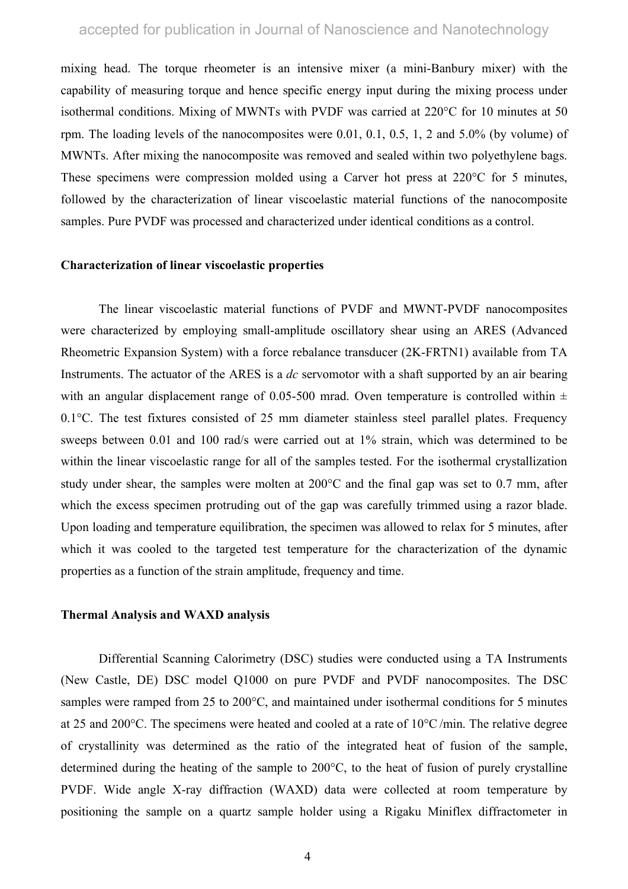mixing head. The torque rheometer is an intensive mixer (a mini-Banbury mixer) with the capability of measuring torque and hence specific energy input during the mixing process under isothermal conditions. Mixing of MWNTs with PVDF was carried at 220°C for 10 minutes at 50 rpm. The loading levels of the nanocomposites were 0.01, 0.1, 0.5, 1, 2 and 5.0% (by volume) of MWNTs. After mixing the nanocomposite was removed and sealed within two polyethylene bags. These specimens were compression molded using a Carver hot press at 220°C for 5 minutes, followed by the characterization of linear viscoelastic material functions of the nanocomposite samples. Pure PVDF was processed and characterized under identical conditions as a control.

**Characterization of linear viscoelastic properties**

The linear viscoelastic material functions of PVDF and MWNT-PVDF nanocomposites were characterized by employing small-amplitude oscillatory shear using an ARES (Advanced Rheometric Expansion System) with a force rebalance transducer (2K-FRTN1) available from TA Instruments. The actuator of the ARES is a *dc* servomotor with a shaft supported by an air bearing with an angular displacement range of 0.05-500 mrad. Oven temperature is controlled within ± 0.1°C. The test fixtures consisted of 25 mm diameter stainless steel parallel plates. Frequency sweeps between 0.01 and 100 rad/s were carried out at 1% strain, which was determined to be within the linear viscoelastic range for all of the samples tested. For the isothermal crystallization study under shear, the samples were molten at 200°C and the final gap was set to 0.7 mm, after which the excess specimen protruding out of the gap was carefully trimmed using a razor blade. Upon loading and temperature equilibration, the specimen was allowed to relax for 5 minutes, after which it was cooled to the targeted test temperature for the characterization of the dynamic properties as a function of the strain amplitude, frequency and time.

**Thermal Analysis and WAXD analysis**

Differential Scanning Calorimetry (DSC) studies were conducted using a TA Instruments (New Castle, DE) DSC model Q1000 on pure PVDF and PVDF nanocomposites. The DSC samples were ramped from 25 to 200°C, and maintained under isothermal conditions for 5 minutes at 25 and 200°C. The specimens were heated and cooled at a rate of 10°C /min. The relative degree of crystallinity was determined as the ratio of the integrated heat of fusion of the sample, determined during the heating of the sample to 200°C, to the heat of fusion of purely crystalline PVDF. Wide angle X-ray diffraction (WAXD) data were collected at room temperature by positioning the sample on a quartz sample holder using a Rigaku Miniflex diffractometer in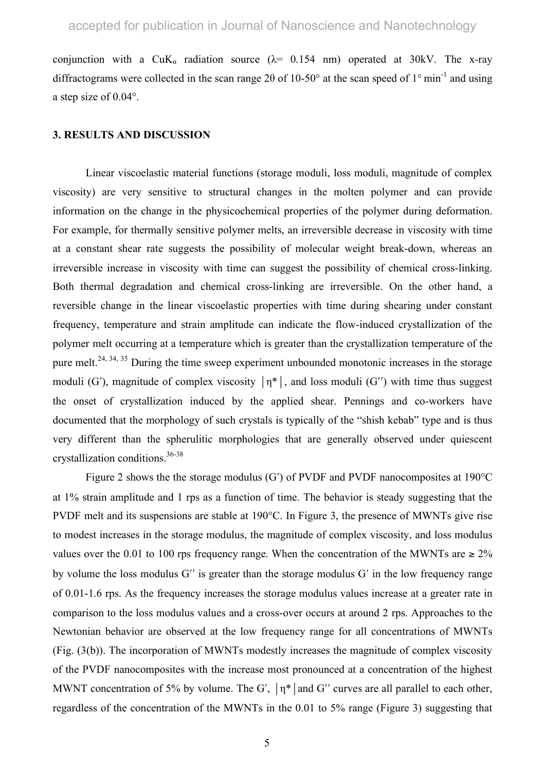conjunction with a $CuK_\alpha$ radiation source ($\lambda$= 0.154 nm) operated at 30kV. The x-ray diffractograms were collected in the scan range 2θ of 10-50° at the scan speed of 1° $min^{-1}$ and using a step size of 0.04°.

### 3. RESULTS AND DISCUSSION

Linear viscoelastic material functions (storage moduli, loss moduli, magnitude of complex viscosity) are very sensitive to structural changes in the molten polymer and can provide information on the change in the physicochemical properties of the polymer during deformation. For example, for thermally sensitive polymer melts, an irreversible decrease in viscosity with time at a constant shear rate suggests the possibility of molecular weight break-down, whereas an irreversible increase in viscosity with time can suggest the possibility of chemical cross-linking. Both thermal degradation and chemical cross-linking are irreversible. On the other hand, a reversible change in the linear viscoelastic properties with time during shearing under constant frequency, temperature and strain amplitude can indicate the flow-induced crystallization of the polymer melt occurring at a temperature which is greater than the crystallization temperature of the pure melt.[24, 34, 35] During the time sweep experiment unbounded monotonic increases in the storage moduli (G′), magnitude of complex viscosity $|\eta^*|$, and loss moduli (G′′) with time thus suggest the onset of crystallization induced by the applied shear. Pennings and co-workers have documented that the morphology of such crystals is typically of the "shish kebab" type and is thus very different than the spherulitic morphologies that are generally observed under quiescent crystallization conditions.[36-38]

Figure 2 shows the the storage modulus (G′) of PVDF and PVDF nanocomposites at 190°C at 1% strain amplitude and 1 rps as a function of time. The behavior is steady suggesting that the PVDF melt and its suspensions are stable at 190°C. In Figure 3, the presence of MWNTs give rise to modest increases in the storage modulus, the magnitude of complex viscosity, and loss modulus values over the 0.01 to 100 rps frequency range. When the concentration of the MWNTs are ≥ 2% by volume the loss modulus G′′ is greater than the storage modulus G′ in the low frequency range of 0.01-1.6 rps. As the frequency increases the storage modulus values increase at a greater rate in comparison to the loss modulus values and a cross-over occurs at around 2 rps. Approaches to the Newtonian behavior are observed at the low frequency range for all concentrations of MWNTs (Fig. (3(b)). The incorporation of MWNTs modestly increases the magnitude of complex viscosity of the PVDF nanocomposites with the increase most pronounced at a concentration of the highest MWNT concentration of 5% by volume. The G′, $|\eta^*|$ and G′′ curves are all parallel to each other, regardless of the concentration of the MWNTs in the 0.01 to 5% range (Figure 3) suggesting that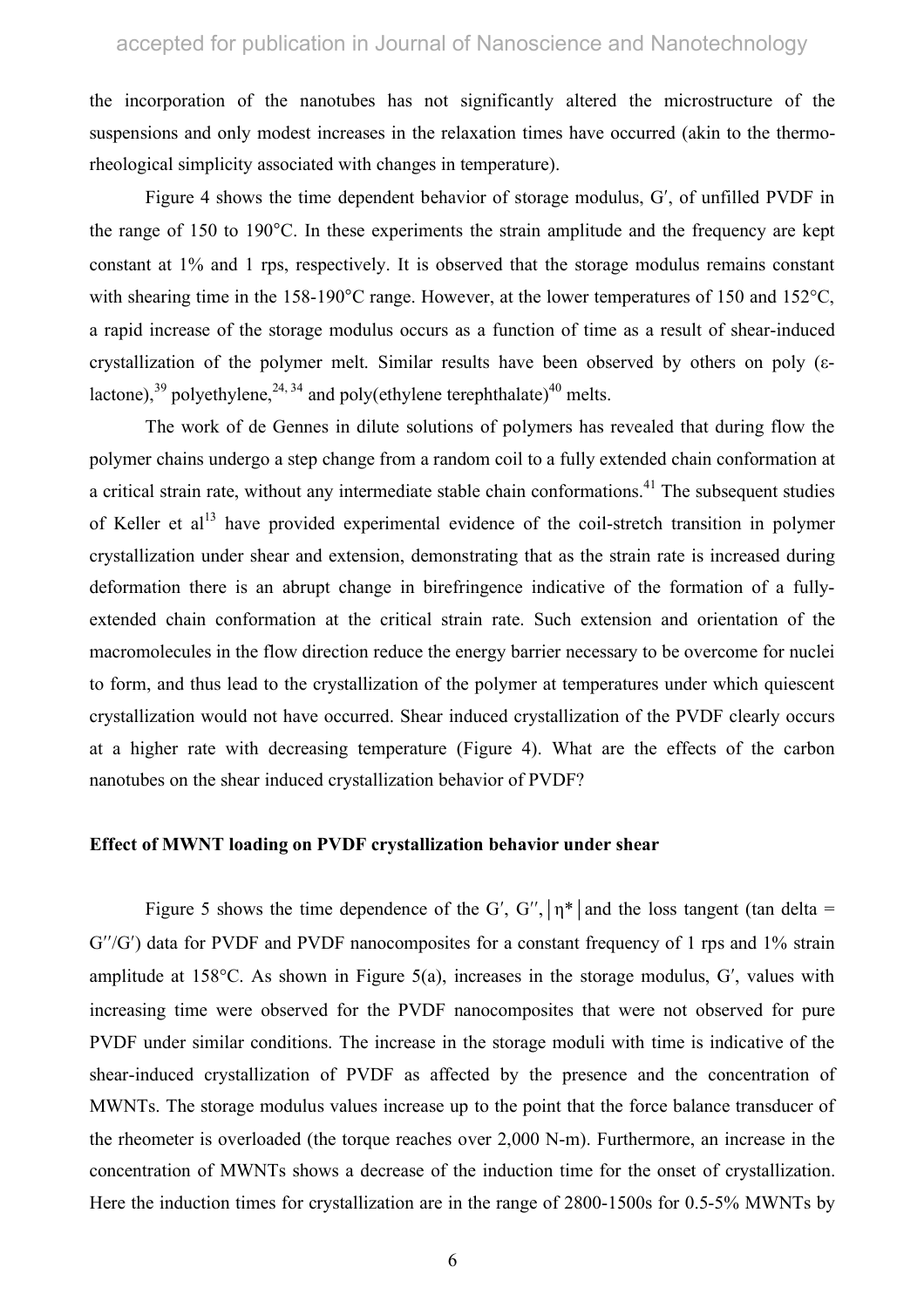the incorporation of the nanotubes has not significantly altered the microstructure of the suspensions and only modest increases in the relaxation times have occurred (akin to the thermo-rheological simplicity associated with changes in temperature).

Figure 4 shows the time dependent behavior of storage modulus, G′, of unfilled PVDF in the range of 150 to 190°C. In these experiments the strain amplitude and the frequency are kept constant at 1% and 1 rps, respectively. It is observed that the storage modulus remains constant with shearing time in the 158-190°C range. However, at the lower temperatures of 150 and 152°C, a rapid increase of the storage modulus occurs as a function of time as a result of shear-induced crystallization of the polymer melt. Similar results have been observed by others on poly (ε-lactone),[39] polyethylene,[24, 34] and poly(ethylene terephthalate)[40] melts.

The work of de Gennes in dilute solutions of polymers has revealed that during flow the polymer chains undergo a step change from a random coil to a fully extended chain conformation at a critical strain rate, without any intermediate stable chain conformations.[41] The subsequent studies of Keller et al[13] have provided experimental evidence of the coil-stretch transition in polymer crystallization under shear and extension, demonstrating that as the strain rate is increased during deformation there is an abrupt change in birefringence indicative of the formation of a fully-extended chain conformation at the critical strain rate. Such extension and orientation of the macromolecules in the flow direction reduce the energy barrier necessary to be overcome for nuclei to form, and thus lead to the crystallization of the polymer at temperatures under which quiescent crystallization would not have occurred. Shear induced crystallization of the PVDF clearly occurs at a higher rate with decreasing temperature (Figure 4). What are the effects of the carbon nanotubes on the shear induced crystallization behavior of PVDF?

### Effect of MWNT loading on PVDF crystallization behavior under shear

Figure 5 shows the time dependence of the G′, G″, $|\eta^*|$ and the loss tangent (tan delta = G″/G′) data for PVDF and PVDF nanocomposites for a constant frequency of 1 rps and 1% strain amplitude at 158°C. As shown in Figure 5(a), increases in the storage modulus, G′, values with increasing time were observed for the PVDF nanocomposites that were not observed for pure PVDF under similar conditions. The increase in the storage moduli with time is indicative of the shear-induced crystallization of PVDF as affected by the presence and the concentration of MWNTs. The storage modulus values increase up to the point that the force balance transducer of the rheometer is overloaded (the torque reaches over 2,000 N-m). Furthermore, an increase in the concentration of MWNTs shows a decrease of the induction time for the onset of crystallization. Here the induction times for crystallization are in the range of 2800-1500s for 0.5-5% MWNTs by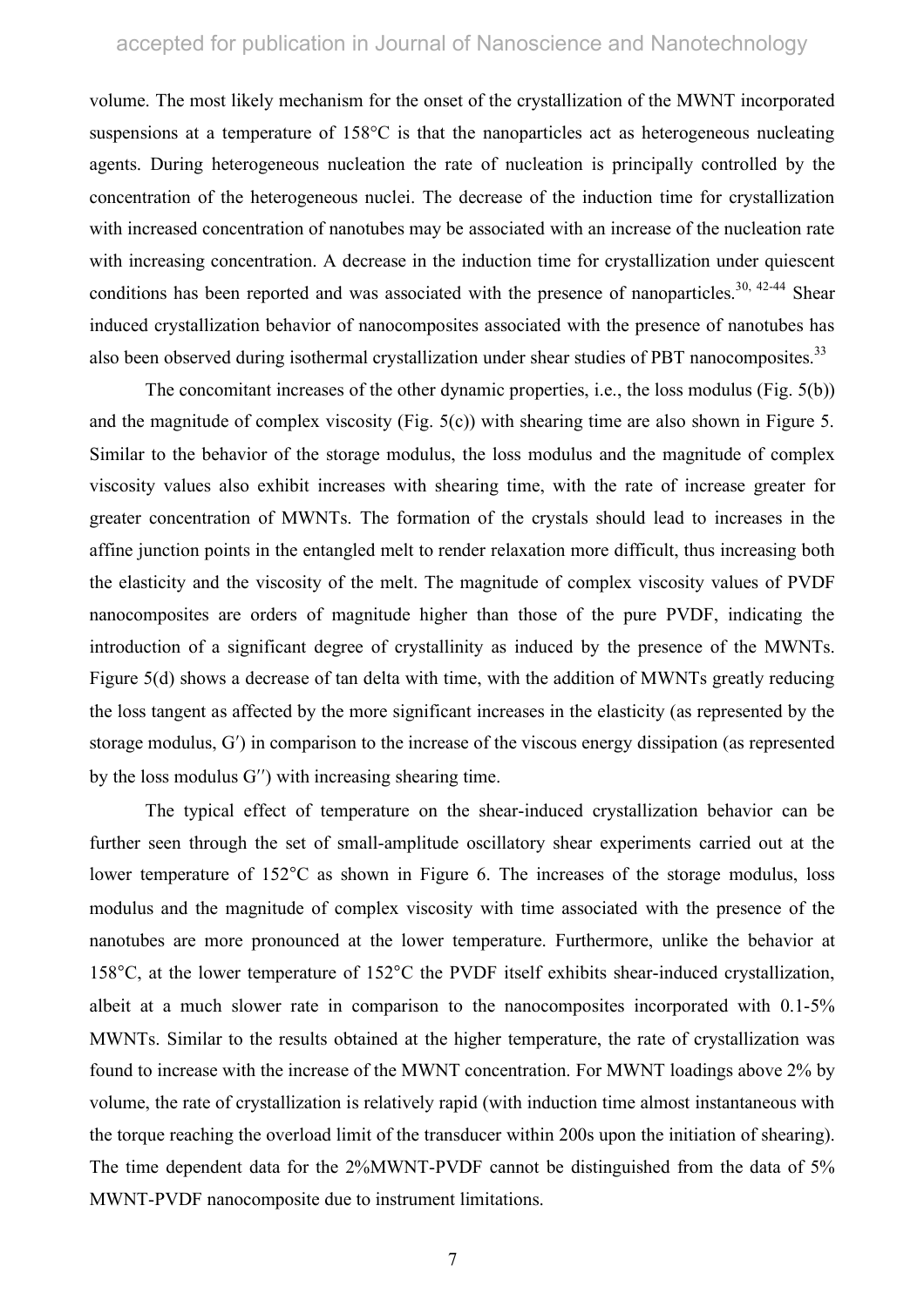volume. The most likely mechanism for the onset of the crystallization of the MWNT incorporated suspensions at a temperature of 158°C is that the nanoparticles act as heterogeneous nucleating agents. During heterogeneous nucleation the rate of nucleation is principally controlled by the concentration of the heterogeneous nuclei. The decrease of the induction time for crystallization with increased concentration of nanotubes may be associated with an increase of the nucleation rate with increasing concentration. A decrease in the induction time for crystallization under quiescent conditions has been reported and was associated with the presence of nanoparticles.[30, 42-44] Shear induced crystallization behavior of nanocomposites associated with the presence of nanotubes has also been observed during isothermal crystallization under shear studies of PBT nanocomposites.[33]

The concomitant increases of the other dynamic properties, i.e., the loss modulus (Fig. 5(b)) and the magnitude of complex viscosity (Fig. 5(c)) with shearing time are also shown in Figure 5. Similar to the behavior of the storage modulus, the loss modulus and the magnitude of complex viscosity values also exhibit increases with shearing time, with the rate of increase greater for greater concentration of MWNTs. The formation of the crystals should lead to increases in the affine junction points in the entangled melt to render relaxation more difficult, thus increasing both the elasticity and the viscosity of the melt. The magnitude of complex viscosity values of PVDF nanocomposites are orders of magnitude higher than those of the pure PVDF, indicating the introduction of a significant degree of crystallinity as induced by the presence of the MWNTs. Figure 5(d) shows a decrease of tan delta with time, with the addition of MWNTs greatly reducing the loss tangent as affected by the more significant increases in the elasticity (as represented by the storage modulus, $G'$) in comparison to the increase of the viscous energy dissipation (as represented by the loss modulus $G''$) with increasing shearing time.

The typical effect of temperature on the shear-induced crystallization behavior can be further seen through the set of small-amplitude oscillatory shear experiments carried out at the lower temperature of 152°C as shown in Figure 6. The increases of the storage modulus, loss modulus and the magnitude of complex viscosity with time associated with the presence of the nanotubes are more pronounced at the lower temperature. Furthermore, unlike the behavior at 158°C, at the lower temperature of 152°C the PVDF itself exhibits shear-induced crystallization, albeit at a much slower rate in comparison to the nanocomposites incorporated with 0.1-5% MWNTs. Similar to the results obtained at the higher temperature, the rate of crystallization was found to increase with the increase of the MWNT concentration. For MWNT loadings above 2% by volume, the rate of crystallization is relatively rapid (with induction time almost instantaneous with the torque reaching the overload limit of the transducer within 200s upon the initiation of shearing). The time dependent data for the 2%MWNT-PVDF cannot be distinguished from the data of 5% MWNT-PVDF nanocomposite due to instrument limitations.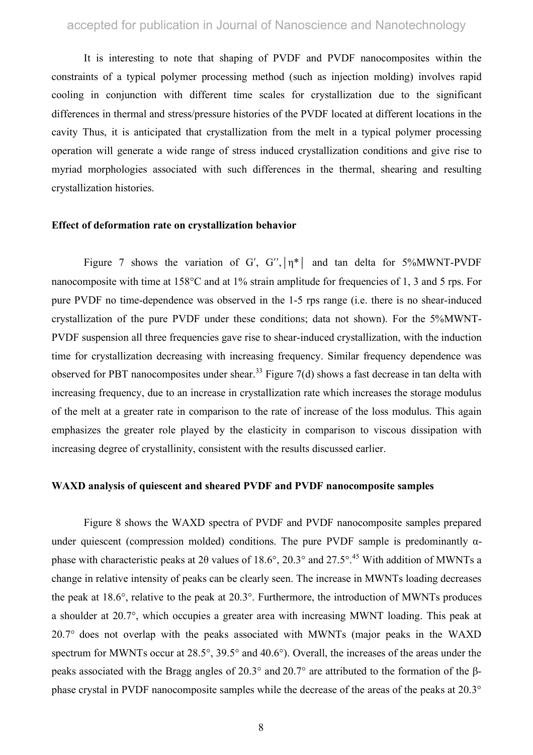It is interesting to note that shaping of PVDF and PVDF nanocomposites within the constraints of a typical polymer processing method (such as injection molding) involves rapid cooling in conjunction with different time scales for crystallization due to the significant differences in thermal and stress/pressure histories of the PVDF located at different locations in the cavity Thus, it is anticipated that crystallization from the melt in a typical polymer processing operation will generate a wide range of stress induced crystallization conditions and give rise to myriad morphologies associated with such differences in the thermal, shearing and resulting crystallization histories.

**Effect of deformation rate on crystallization behavior**

Figure 7 shows the variation of $G'$, $G''$, $|\eta^*|$ and tan delta for 5%MWNT-PVDF nanocomposite with time at 158°C and at 1% strain amplitude for frequencies of 1, 3 and 5 rps. For pure PVDF no time-dependence was observed in the 1-5 rps range (i.e. there is no shear-induced crystallization of the pure PVDF under these conditions; data not shown). For the 5%MWNT-PVDF suspension all three frequencies gave rise to shear-induced crystallization, with the induction time for crystallization decreasing with increasing frequency. Similar frequency dependence was observed for PBT nanocomposites under shear.[33] Figure 7(d) shows a fast decrease in tan delta with increasing frequency, due to an increase in crystallization rate which increases the storage modulus of the melt at a greater rate in comparison to the rate of increase of the loss modulus. This again emphasizes the greater role played by the elasticity in comparison to viscous dissipation with increasing degree of crystallinity, consistent with the results discussed earlier.

**WAXD analysis of quiescent and sheared PVDF and PVDF nanocomposite samples**

Figure 8 shows the WAXD spectra of PVDF and PVDF nanocomposite samples prepared under quiescent (compression molded) conditions. The pure PVDF sample is predominantly α-phase with characteristic peaks at 2θ values of 18.6°, 20.3° and 27.5°.[45] With addition of MWNTs a change in relative intensity of peaks can be clearly seen. The increase in MWNTs loading decreases the peak at 18.6°, relative to the peak at 20.3°. Furthermore, the introduction of MWNTs produces a shoulder at 20.7°, which occupies a greater area with increasing MWNT loading. This peak at 20.7° does not overlap with the peaks associated with MWNTs (major peaks in the WAXD spectrum for MWNTs occur at 28.5°, 39.5° and 40.6°). Overall, the increases of the areas under the peaks associated with the Bragg angles of 20.3° and 20.7° are attributed to the formation of the β-phase crystal in PVDF nanocomposite samples while the decrease of the areas of the peaks at 20.3°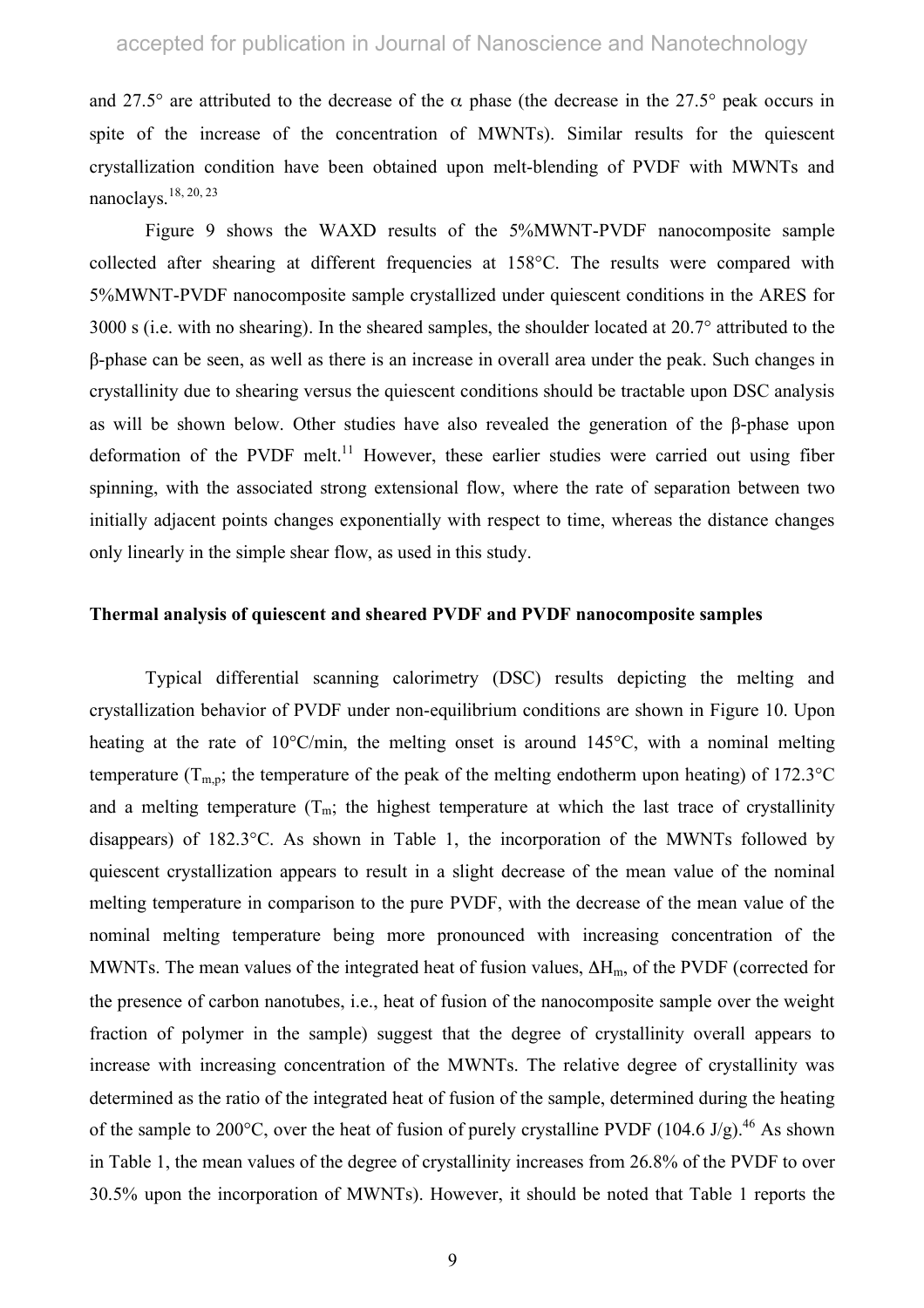and 27.5° are attributed to the decrease of the $\alpha$ phase (the decrease in the 27.5° peak occurs in spite of the increase of the concentration of MWNTs). Similar results for the quiescent crystallization condition have been obtained upon melt-blending of PVDF with MWNTs and nanoclays.[18, 20, 23]

Figure 9 shows the WAXD results of the 5%MWNT-PVDF nanocomposite sample collected after shearing at different frequencies at 158°C. The results were compared with 5%MWNT-PVDF nanocomposite sample crystallized under quiescent conditions in the ARES for 3000 s (i.e. with no shearing). In the sheared samples, the shoulder located at 20.7° attributed to the $\beta$-phase can be seen, as well as there is an increase in overall area under the peak. Such changes in crystallinity due to shearing versus the quiescent conditions should be tractable upon DSC analysis as will be shown below. Other studies have also revealed the generation of the $\beta$-phase upon deformation of the PVDF melt.[11] However, these earlier studies were carried out using fiber spinning, with the associated strong extensional flow, where the rate of separation between two initially adjacent points changes exponentially with respect to time, whereas the distance changes only linearly in the simple shear flow, as used in this study.

**Thermal analysis of quiescent and sheared PVDF and PVDF nanocomposite samples**

Typical differential scanning calorimetry (DSC) results depicting the melting and crystallization behavior of PVDF under non-equilibrium conditions are shown in Figure 10. Upon heating at the rate of 10°C/min, the melting onset is around 145°C, with a nominal melting temperature ($T_{m,p}$; the temperature of the peak of the melting endotherm upon heating) of 172.3°C and a melting temperature ($T_m$; the highest temperature at which the last trace of crystallinity disappears) of 182.3°C. As shown in Table 1, the incorporation of the MWNTs followed by quiescent crystallization appears to result in a slight decrease of the mean value of the nominal melting temperature in comparison to the pure PVDF, with the decrease of the mean value of the nominal melting temperature being more pronounced with increasing concentration of the MWNTs. The mean values of the integrated heat of fusion values, $\Delta H_m$, of the PVDF (corrected for the presence of carbon nanotubes, i.e., heat of fusion of the nanocomposite sample over the weight fraction of polymer in the sample) suggest that the degree of crystallinity overall appears to increase with increasing concentration of the MWNTs. The relative degree of crystallinity was determined as the ratio of the integrated heat of fusion of the sample, determined during the heating of the sample to 200°C, over the heat of fusion of purely crystalline PVDF (104.6 J/g).[46] As shown in Table 1, the mean values of the degree of crystallinity increases from 26.8% of the PVDF to over 30.5% upon the incorporation of MWNTs). However, it should be noted that Table 1 reports the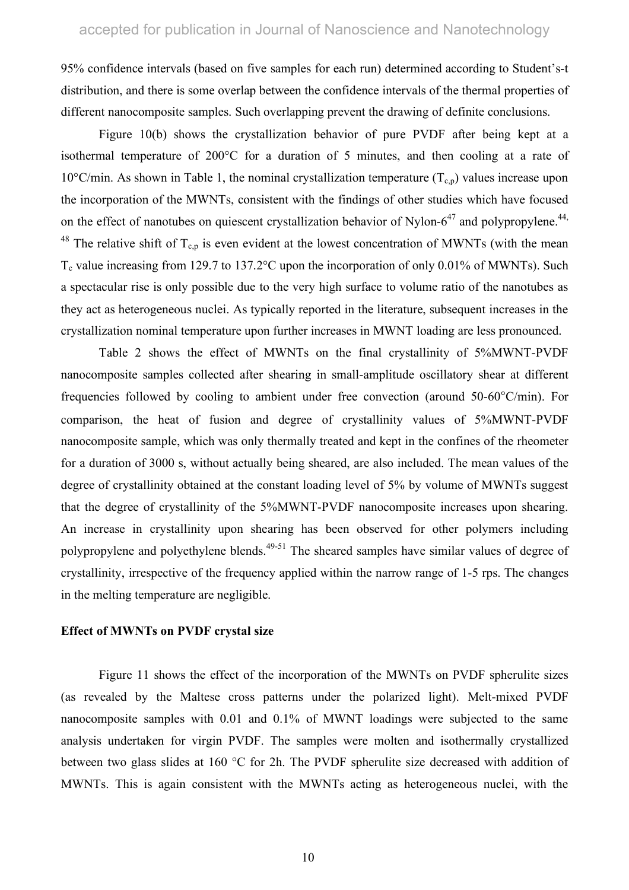95% confidence intervals (based on five samples for each run) determined according to Student's-t distribution, and there is some overlap between the confidence intervals of the thermal properties of different nanocomposite samples. Such overlapping prevent the drawing of definite conclusions.

Figure 10(b) shows the crystallization behavior of pure PVDF after being kept at a isothermal temperature of 200°C for a duration of 5 minutes, and then cooling at a rate of 10°C/min. As shown in Table 1, the nominal crystallization temperature ($T_{c,p}$) values increase upon the incorporation of the MWNTs, consistent with the findings of other studies which have focused on the effect of nanotubes on quiescent crystallization behavior of Nylon-6[47] and polypropylene.[44, 48] The relative shift of $T_{c,p}$ is even evident at the lowest concentration of MWNTs (with the mean $T_c$ value increasing from 129.7 to 137.2°C upon the incorporation of only 0.01% of MWNTs). Such a spectacular rise is only possible due to the very high surface to volume ratio of the nanotubes as they act as heterogeneous nuclei. As typically reported in the literature, subsequent increases in the crystallization nominal temperature upon further increases in MWNT loading are less pronounced.

Table 2 shows the effect of MWNTs on the final crystallinity of 5%MWNT-PVDF nanocomposite samples collected after shearing in small-amplitude oscillatory shear at different frequencies followed by cooling to ambient under free convection (around 50-60°C/min). For comparison, the heat of fusion and degree of crystallinity values of 5%MWNT-PVDF nanocomposite sample, which was only thermally treated and kept in the confines of the rheometer for a duration of 3000 s, without actually being sheared, are also included. The mean values of the degree of crystallinity obtained at the constant loading level of 5% by volume of MWNTs suggest that the degree of crystallinity of the 5%MWNT-PVDF nanocomposite increases upon shearing. An increase in crystallinity upon shearing has been observed for other polymers including polypropylene and polyethylene blends.[49-51] The sheared samples have similar values of degree of crystallinity, irrespective of the frequency applied within the narrow range of 1-5 rps. The changes in the melting temperature are negligible.

**Effect of MWNTs on PVDF crystal size**

Figure 11 shows the effect of the incorporation of the MWNTs on PVDF spherulite sizes (as revealed by the Maltese cross patterns under the polarized light). Melt-mixed PVDF nanocomposite samples with 0.01 and 0.1% of MWNT loadings were subjected to the same analysis undertaken for virgin PVDF. The samples were molten and isothermally crystallized between two glass slides at 160 °C for 2h. The PVDF spherulite size decreased with addition of MWNTs. This is again consistent with the MWNTs acting as heterogeneous nuclei, with the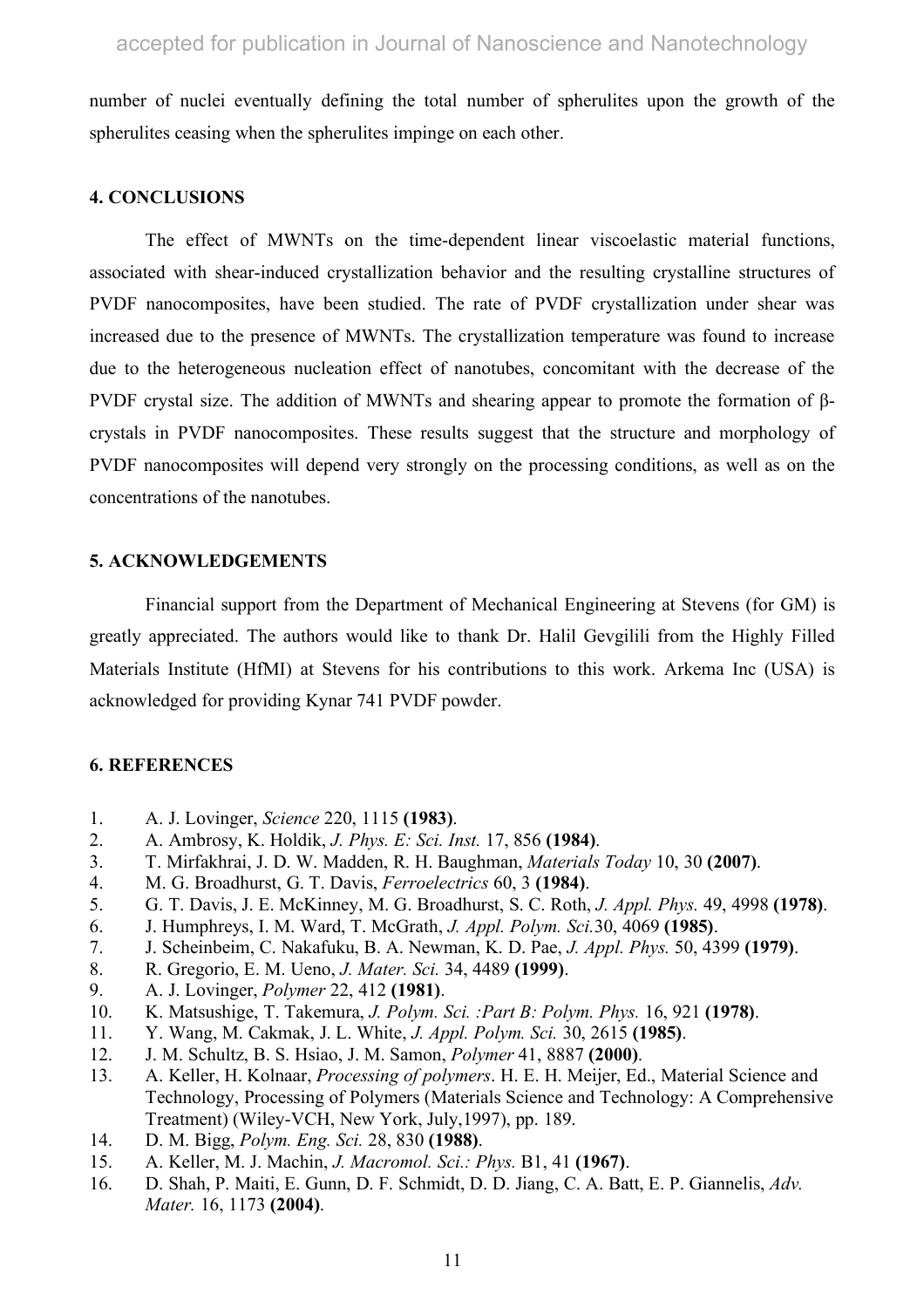number of nuclei eventually defining the total number of spherulites upon the growth of the spherulites ceasing when the spherulites impinge on each other.

## 4. CONCLUSIONS

The effect of MWNTs on the time-dependent linear viscoelastic material functions, associated with shear-induced crystallization behavior and the resulting crystalline structures of PVDF nanocomposites, have been studied. The rate of PVDF crystallization under shear was increased due to the presence of MWNTs. The crystallization temperature was found to increase due to the heterogeneous nucleation effect of nanotubes, concomitant with the decrease of the PVDF crystal size. The addition of MWNTs and shearing appear to promote the formation of β-crystals in PVDF nanocomposites. These results suggest that the structure and morphology of PVDF nanocomposites will depend very strongly on the processing conditions, as well as on the concentrations of the nanotubes.

## 5. ACKNOWLEDGEMENTS

Financial support from the Department of Mechanical Engineering at Stevens (for GM) is greatly appreciated. The authors would like to thank Dr. Halil Gevgilili from the Highly Filled Materials Institute (HfMI) at Stevens for his contributions to this work. Arkema Inc (USA) is acknowledged for providing Kynar 741 PVDF powder.

## 6. REFERENCES

1. A. J. Lovinger, *Science* 220, 1115 **(1983)**.
2. A. Ambrosy, K. Holdik, *J. Phys. E: Sci. Inst.* 17, 856 **(1984)**.
3. T. Mirfakhrai, J. D. W. Madden, R. H. Baughman, *Materials Today* 10, 30 **(2007)**.
4. M. G. Broadhurst, G. T. Davis, *Ferroelectrics* 60, 3 **(1984)**.
5. G. T. Davis, J. E. McKinney, M. G. Broadhurst, S. C. Roth, *J. Appl. Phys.* 49, 4998 **(1978)**.
6. J. Humphreys, I. M. Ward, T. McGrath, *J. Appl. Polym. Sci.*30, 4069 **(1985)**.
7. J. Scheinbeim, C. Nakafuku, B. A. Newman, K. D. Pae, *J. Appl. Phys.* 50, 4399 **(1979)**.
8. R. Gregorio, E. M. Ueno, *J. Mater. Sci.* 34, 4489 **(1999)**.
9. A. J. Lovinger, *Polymer* 22, 412 **(1981)**.
10. K. Matsushige, T. Takemura, *J. Polym. Sci. :Part B: Polym. Phys.* 16, 921 **(1978)**.
11. Y. Wang, M. Cakmak, J. L. White, *J. Appl. Polym. Sci.* 30, 2615 **(1985)**.
12. J. M. Schultz, B. S. Hsiao, J. M. Samon, *Polymer* 41, 8887 **(2000)**.
13. A. Keller, H. Kolnaar, *Processing of polymers*. H. E. H. Meijer, Ed., Material Science and Technology, Processing of Polymers (Materials Science and Technology: A Comprehensive Treatment) (Wiley-VCH, New York, July,1997), pp. 189.
14. D. M. Bigg, *Polym. Eng. Sci.* 28, 830 **(1988)**.
15. A. Keller, M. J. Machin, *J. Macromol. Sci.: Phys.* B1, 41 **(1967)**.
16. D. Shah, P. Maiti, E. Gunn, D. F. Schmidt, D. D. Jiang, C. A. Batt, E. P. Giannelis, *Adv. Mater.* 16, 1173 **(2004)**.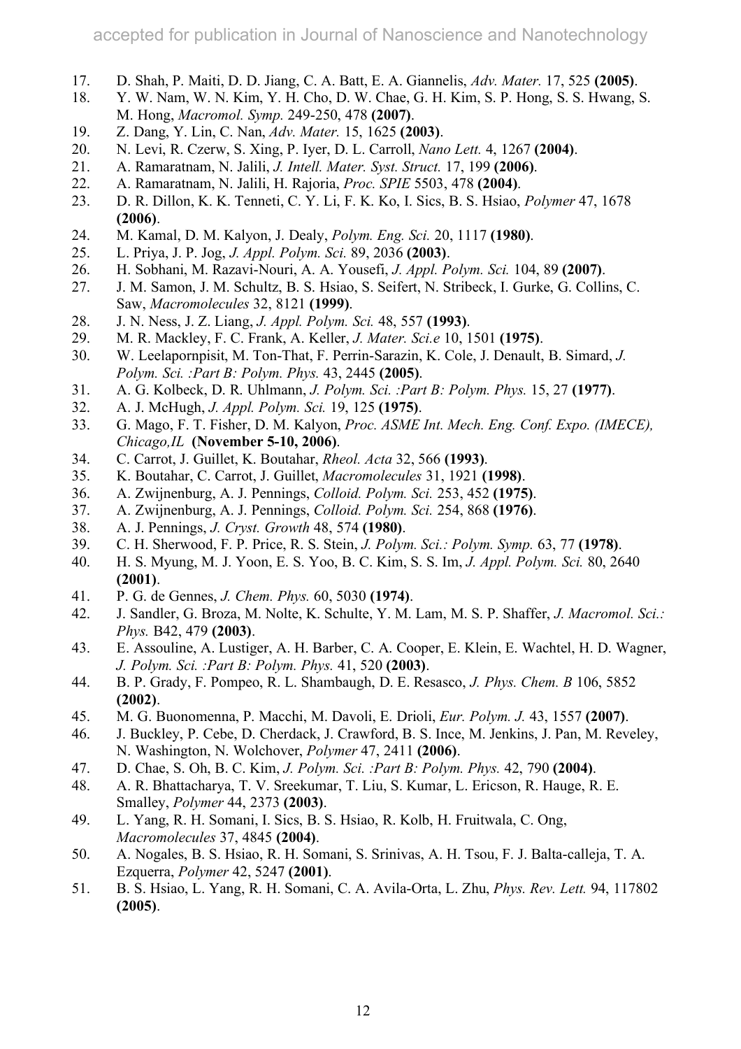17. D. Shah, P. Maiti, D. D. Jiang, C. A. Batt, E. A. Giannelis, *Adv. Mater.* 17, 525 **(2005)**.
18. Y. W. Nam, W. N. Kim, Y. H. Cho, D. W. Chae, G. H. Kim, S. P. Hong, S. S. Hwang, S. M. Hong, *Macromol. Symp.* 249-250, 478 **(2007)**.
19. Z. Dang, Y. Lin, C. Nan, *Adv. Mater.* 15, 1625 **(2003)**.
20. N. Levi, R. Czerw, S. Xing, P. Iyer, D. L. Carroll, *Nano Lett.* 4, 1267 **(2004)**.
21. A. Ramaratnam, N. Jalili, *J. Intell. Mater. Syst. Struct.* 17, 199 **(2006)**.
22. A. Ramaratnam, N. Jalili, H. Rajoria, *Proc. SPIE* 5503, 478 **(2004)**.
23. D. R. Dillon, K. K. Tenneti, C. Y. Li, F. K. Ko, I. Sics, B. S. Hsiao, *Polymer* 47, 1678 **(2006)**.
24. M. Kamal, D. M. Kalyon, J. Dealy, *Polym. Eng. Sci.* 20, 1117 **(1980)**.
25. L. Priya, J. P. Jog, *J. Appl. Polym. Sci.* 89, 2036 **(2003)**.
26. H. Sobhani, M. Razavi-Nouri, A. A. Yousefi, *J. Appl. Polym. Sci.* 104, 89 **(2007)**.
27. J. M. Samon, J. M. Schultz, B. S. Hsiao, S. Seifert, N. Stribeck, I. Gurke, G. Collins, C. Saw, *Macromolecules* 32, 8121 **(1999)**.
28. J. N. Ness, J. Z. Liang, *J. Appl. Polym. Sci.* 48, 557 **(1993)**.
29. M. R. Mackley, F. C. Frank, A. Keller, *J. Mater. Sci.e* 10, 1501 **(1975)**.
30. W. Leelapornpisit, M. Ton-That, F. Perrin-Sarazin, K. Cole, J. Denault, B. Simard, *J. Polym. Sci. :Part B: Polym. Phys.* 43, 2445 **(2005)**.
31. A. G. Kolbeck, D. R. Uhlmann, *J. Polym. Sci. :Part B: Polym. Phys.* 15, 27 **(1977)**.
32. A. J. McHugh, *J. Appl. Polym. Sci.* 19, 125 **(1975)**.
33. G. Mago, F. T. Fisher, D. M. Kalyon, *Proc. ASME Int. Mech. Eng. Conf. Expo. (IMECE), Chicago,IL* **(November 5-10, 2006)**.
34. C. Carrot, J. Guillet, K. Boutahar, *Rheol. Acta* 32, 566 **(1993)**.
35. K. Boutahar, C. Carrot, J. Guillet, *Macromolecules* 31, 1921 **(1998)**.
36. A. Zwijnenburg, A. J. Pennings, *Colloid. Polym. Sci.* 253, 452 **(1975)**.
37. A. Zwijnenburg, A. J. Pennings, *Colloid. Polym. Sci.* 254, 868 **(1976)**.
38. A. J. Pennings, *J. Cryst. Growth* 48, 574 **(1980)**.
39. C. H. Sherwood, F. P. Price, R. S. Stein, *J. Polym. Sci.: Polym. Symp.* 63, 77 **(1978)**.
40. H. S. Myung, M. J. Yoon, E. S. Yoo, B. C. Kim, S. S. Im, *J. Appl. Polym. Sci.* 80, 2640 **(2001)**.
41. P. G. de Gennes, *J. Chem. Phys.* 60, 5030 **(1974)**.
42. J. Sandler, G. Broza, M. Nolte, K. Schulte, Y. M. Lam, M. S. P. Shaffer, *J. Macromol. Sci.: Phys.* B42, 479 **(2003)**.
43. E. Assouline, A. Lustiger, A. H. Barber, C. A. Cooper, E. Klein, E. Wachtel, H. D. Wagner, *J. Polym. Sci. :Part B: Polym. Phys.* 41, 520 **(2003)**.
44. B. P. Grady, F. Pompeo, R. L. Shambaugh, D. E. Resasco, *J. Phys. Chem. B* 106, 5852 **(2002)**.
45. M. G. Buonomenna, P. Macchi, M. Davoli, E. Drioli, *Eur. Polym. J.* 43, 1557 **(2007)**.
46. J. Buckley, P. Cebe, D. Cherdack, J. Crawford, B. S. Ince, M. Jenkins, J. Pan, M. Reveley, N. Washington, N. Wolchover, *Polymer* 47, 2411 **(2006)**.
47. D. Chae, S. Oh, B. C. Kim, *J. Polym. Sci. :Part B: Polym. Phys.* 42, 790 **(2004)**.
48. A. R. Bhattacharya, T. V. Sreekumar, T. Liu, S. Kumar, L. Ericson, R. Hauge, R. E. Smalley, *Polymer* 44, 2373 **(2003)**.
49. L. Yang, R. H. Somani, I. Sics, B. S. Hsiao, R. Kolb, H. Fruitwala, C. Ong, *Macromolecules* 37, 4845 **(2004)**.
50. A. Nogales, B. S. Hsiao, R. H. Somani, S. Srinivas, A. H. Tsou, F. J. Balta-calleja, T. A. Ezquerra, *Polymer* 42, 5247 **(2001)**.
51. B. S. Hsiao, L. Yang, R. H. Somani, C. A. Avila-Orta, L. Zhu, *Phys. Rev. Lett.* 94, 117802 **(2005)**.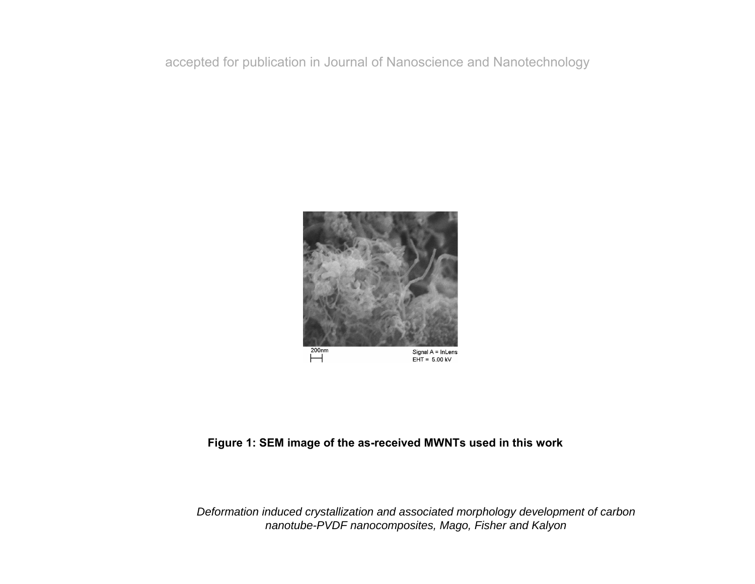**Figure 1: SEM image of the as-received MWNTs used in this work**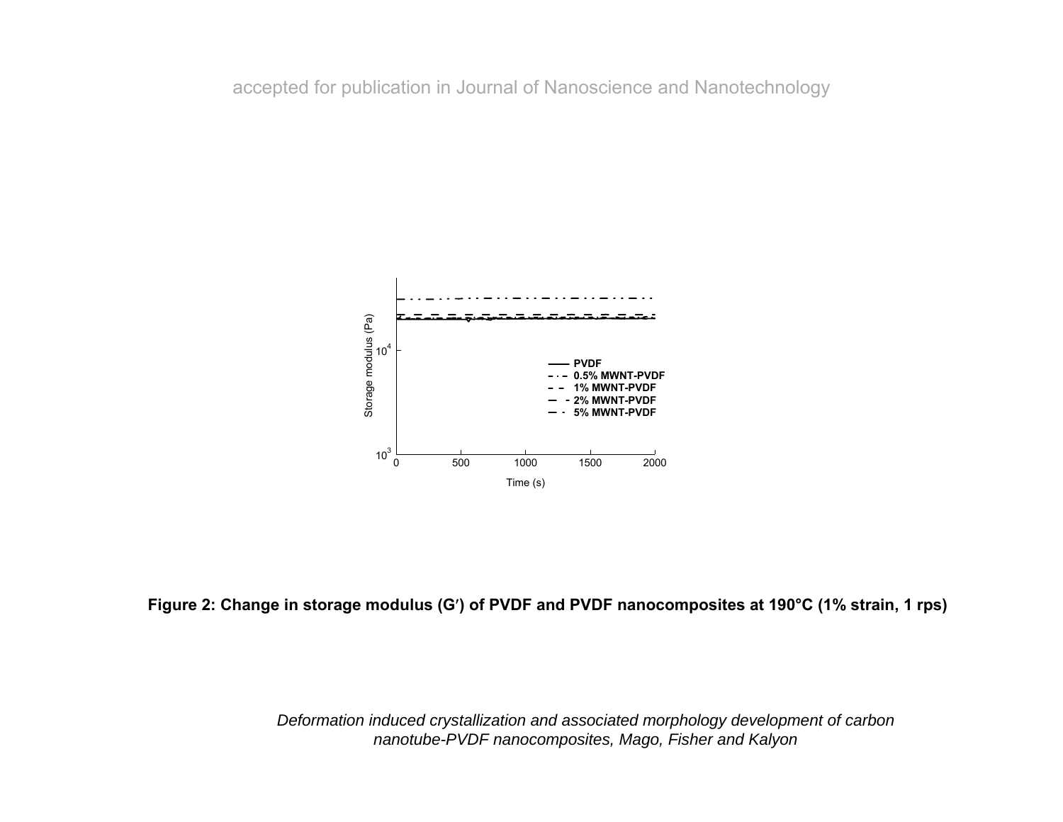Figure 2: Change in storage modulus (G′) of PVDF and PVDF nanocomposites at 190°C (1% strain, 1 rps)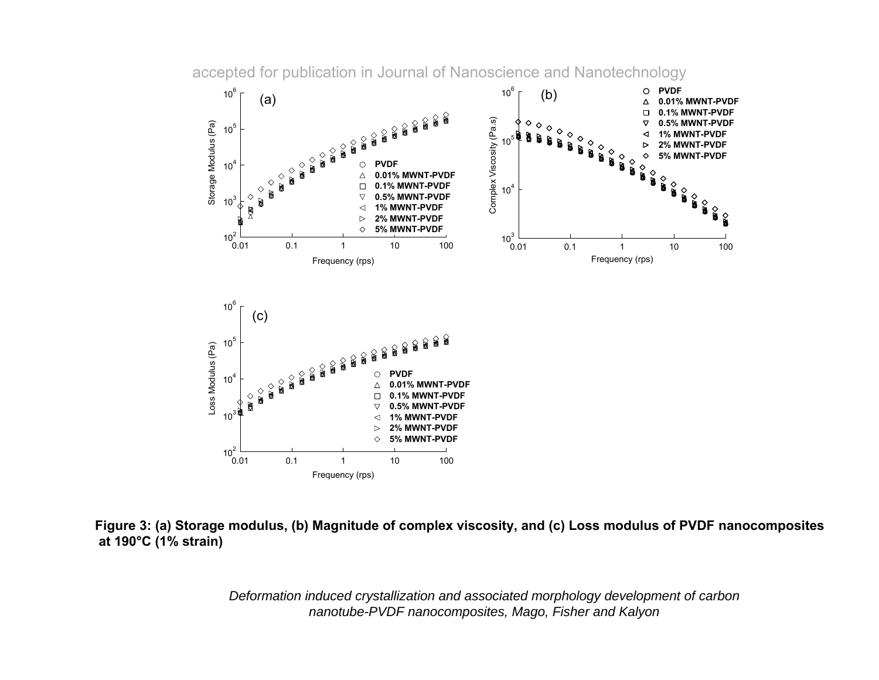Figure 3: (a) Storage modulus, (b) Magnitude of complex viscosity, and (c) Loss modulus of PVDF nanocomposites at 190°C (1% strain)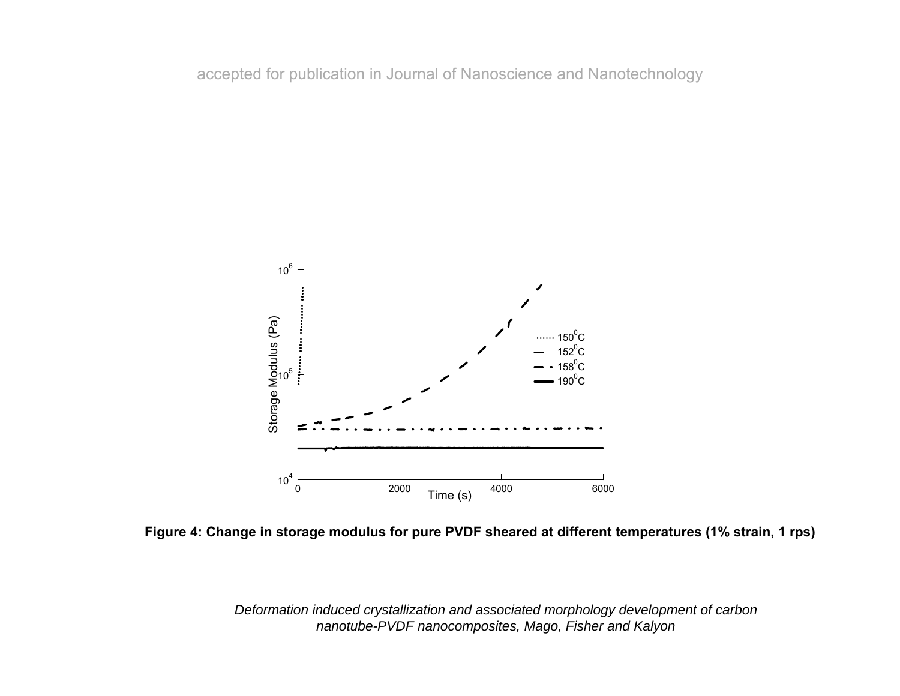**Figure 4: Change in storage modulus for pure PVDF sheared at different temperatures (1% strain, 1 rps)**

*Deformation induced crystallization and associated morphology development of carbon nanotube-PVDF nanocomposites, Mago, Fisher and Kalyon*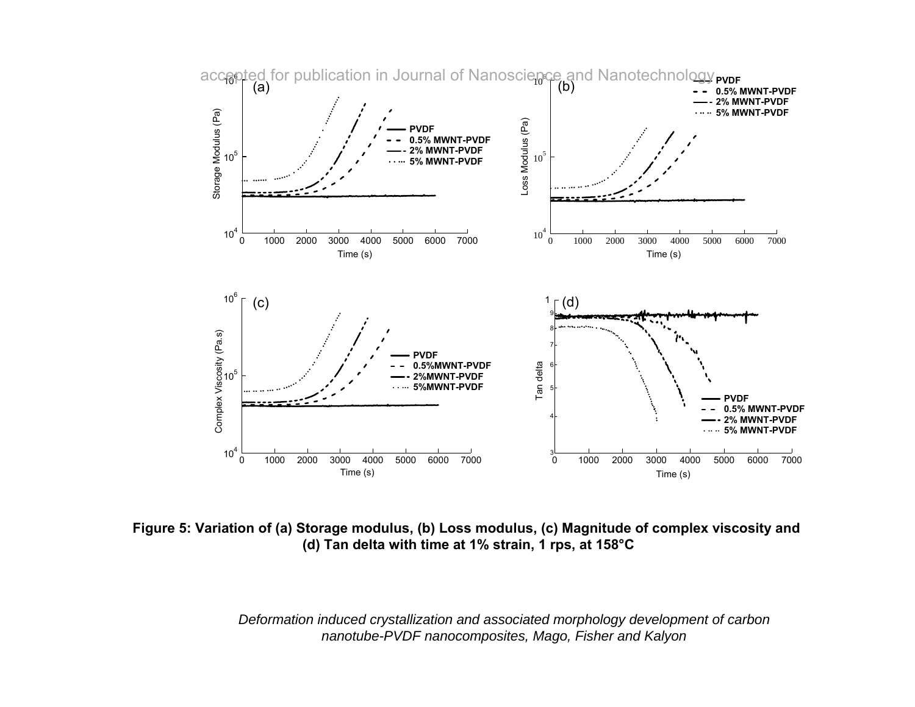**Figure 5: Variation of (a) Storage modulus, (b) Loss modulus, (c) Magnitude of complex viscosity and (d) Tan delta with time at 1% strain, 1 rps, at 158°C**

*Deformation induced crystallization and associated morphology development of carbon nanotube-PVDF nanocomposites, Mago, Fisher and Kalyon*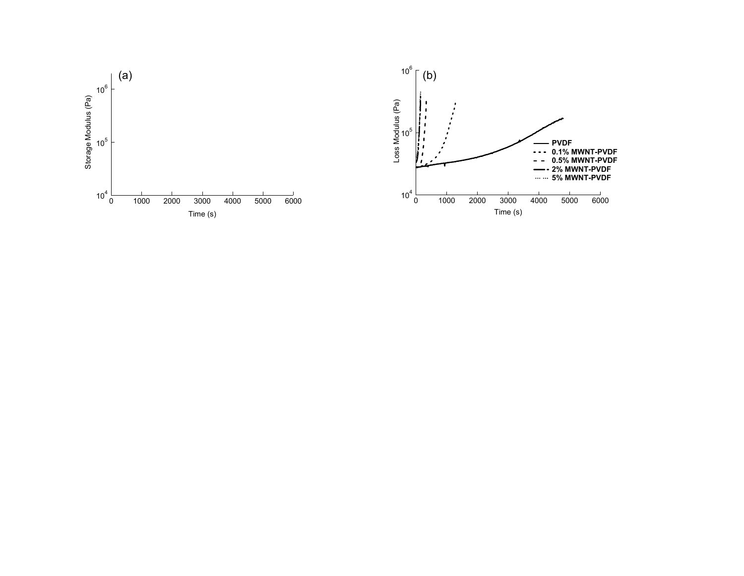(a)

Storage Modulus (Pa)

$10^6$

$10^5$

$10^4$

0 1000 2000 3000 4000 5000 6000

Time (s)

(b)

Loss Modulus (Pa)

$10^6$

$10^5$

$10^4$

0 1000 2000 3000 4000 5000 6000

Time (s)

PVDF

0.1% MWNT-PVDF

0.5% MWNT-PVDF

2% MWNT-PVDF

5% MWNT-PVDF